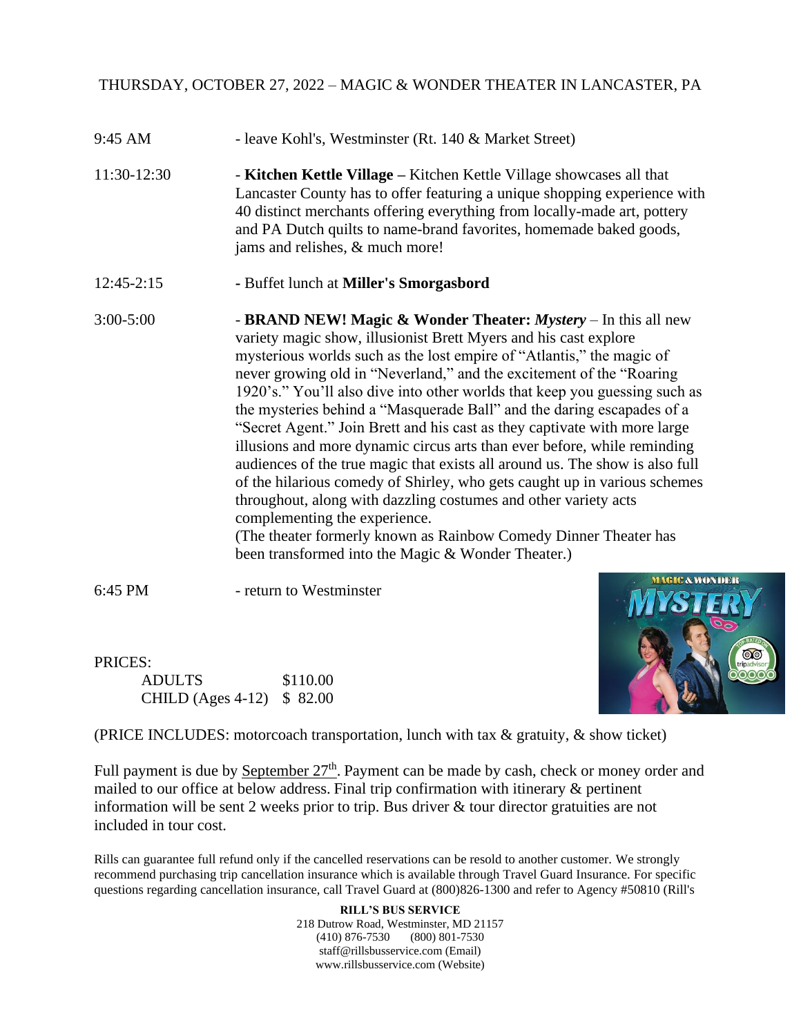# THURSDAY, OCTOBER 27, 2022 – MAGIC & WONDER THEATER IN LANCASTER, PA

| | |
|---|---|
| 9:45 AM | - leave Kohl's, Westminster (Rt. 140 & Market Street) |
| 11:30-12:30 | - **Kitchen Kettle Village –** Kitchen Kettle Village showcases all that Lancaster County has to offer featuring a unique shopping experience with 40 distinct merchants offering everything from locally-made art, pottery and PA Dutch quilts to name-brand favorites, homemade baked goods, jams and relishes, & much more! |
| 12:45-2:15 | - Buffet lunch at **Miller's Smorgasbord** |
| 3:00-5:00 | - **BRAND NEW! Magic & Wonder Theater:** ***Mystery*** – In this all new variety magic show, illusionist Brett Myers and his cast explore mysterious worlds such as the lost empire of "Atlantis," the magic of never growing old in "Neverland," and the excitement of the "Roaring 1920's." You'll also dive into other worlds that keep you guessing such as the mysteries behind a "Masquerade Ball" and the daring escapades of a "Secret Agent." Join Brett and his cast as they captivate with more large illusions and more dynamic circus arts than ever before, while reminding audiences of the true magic that exists all around us. The show is also full of the hilarious comedy of Shirley, who gets caught up in various schemes throughout, along with dazzling costumes and other variety acts complementing the experience. (The theater formerly known as Rainbow Comedy Dinner Theater has been transformed into the Magic & Wonder Theater.) |
| 6:45 PM | - return to Westminster |

PRICES:

| | |
|---|---|
| ADULTS | $110.00 |
| CHILD (Ages 4-12) | $ 82.00 |

(PRICE INCLUDES: motorcoach transportation, lunch with tax & gratuity, & show ticket)

Full payment is due by September 27th. Payment can be made by cash, check or money order and mailed to our office at below address. Final trip confirmation with itinerary & pertinent information will be sent 2 weeks prior to trip. Bus driver & tour director gratuities are not included in tour cost.

Rills can guarantee full refund only if the cancelled reservations can be resold to another customer. We strongly recommend purchasing trip cancellation insurance which is available through Travel Guard Insurance. For specific questions regarding cancellation insurance, call Travel Guard at (800)826-1300 and refer to Agency #50810 (Rill's

**RILL'S BUS SERVICE**
218 Dutrow Road, Westminster, MD 21157
(410) 876-7530 (800) 801-7530
staff@rillsbusservice.com (Email)
www.rillsbusservice.com (Website)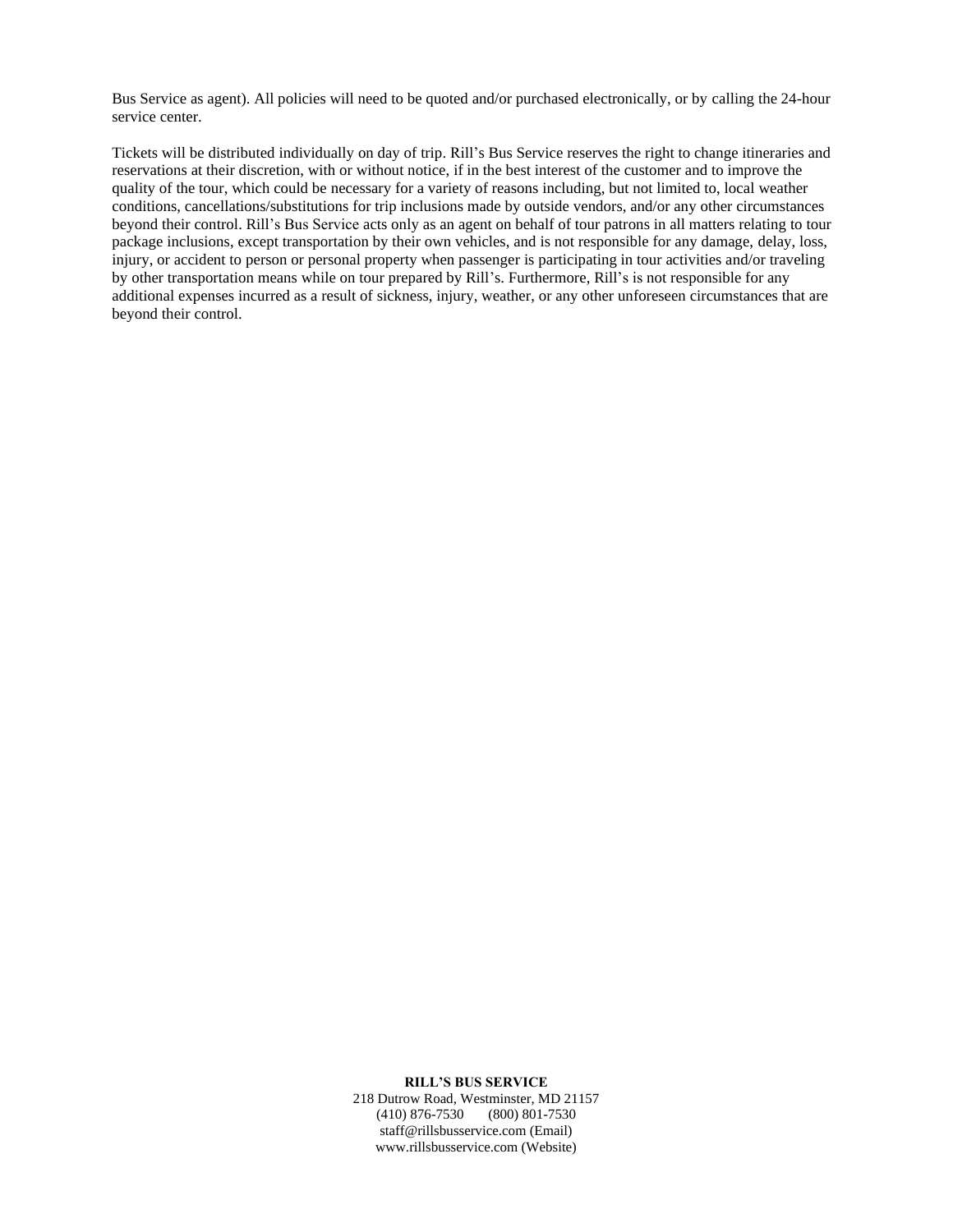Bus Service as agent). All policies will need to be quoted and/or purchased electronically, or by calling the 24-hour service center.

Tickets will be distributed individually on day of trip. Rill's Bus Service reserves the right to change itineraries and reservations at their discretion, with or without notice, if in the best interest of the customer and to improve the quality of the tour, which could be necessary for a variety of reasons including, but not limited to, local weather conditions, cancellations/substitutions for trip inclusions made by outside vendors, and/or any other circumstances beyond their control. Rill's Bus Service acts only as an agent on behalf of tour patrons in all matters relating to tour package inclusions, except transportation by their own vehicles, and is not responsible for any damage, delay, loss, injury, or accident to person or personal property when passenger is participating in tour activities and/or traveling by other transportation means while on tour prepared by Rill's. Furthermore, Rill's is not responsible for any additional expenses incurred as a result of sickness, injury, weather, or any other unforeseen circumstances that are beyond their control.

**RILL'S BUS SERVICE**
218 Dutrow Road, Westminster, MD 21157
(410) 876-7530 (800) 801-7530
staff@rillsbusservice.com (Email)
www.rillsbusservice.com (Website)